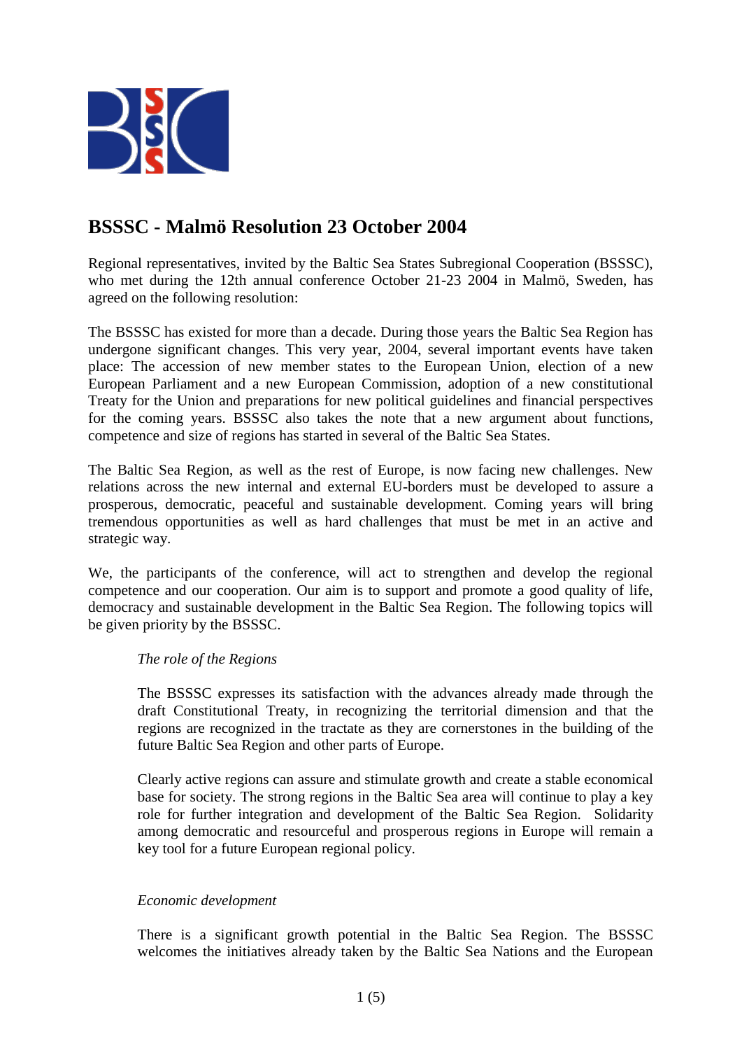# BSSSC - Malmö Resolution 23 October 2004

Regional representatives, invited by the Baltic Sea States Subregional Cooperation (BSSSC), who met during the 12th annual conference October 21-23 2004 in Malmö, Sweden, has agreed on the following resolution:

The BSSSC has existed for more than a decade. During those years the Baltic Sea Region has undergone significant changes. This very year, 2004, several important events have taken place: The accession of new member states to the European Union, election of a new European Parliament and a new European Commission, adoption of a new constitutional Treaty for the Union and preparations for new political guidelines and financial perspectives for the coming years. BSSSC also takes the note that a new argument about functions, competence and size of regions has started in several of the Baltic Sea States.

The Baltic Sea Region, as well as the rest of Europe, is now facing new challenges. New relations across the new internal and external EU-borders must be developed to assure a prosperous, democratic, peaceful and sustainable development. Coming years will bring tremendous opportunities as well as hard challenges that must be met in an active and strategic way.

We, the participants of the conference, will act to strengthen and develop the regional competence and our cooperation. Our aim is to support and promote a good quality of life, democracy and sustainable development in the Baltic Sea Region. The following topics will be given priority by the BSSSC.

*The role of the Regions*

The BSSSC expresses its satisfaction with the advances already made through the draft Constitutional Treaty, in recognizing the territorial dimension and that the regions are recognized in the tractate as they are cornerstones in the building of the future Baltic Sea Region and other parts of Europe.

Clearly active regions can assure and stimulate growth and create a stable economical base for society. The strong regions in the Baltic Sea area will continue to play a key role for further integration and development of the Baltic Sea Region. Solidarity among democratic and resourceful and prosperous regions in Europe will remain a key tool for a future European regional policy.

*Economic development*

There is a significant growth potential in the Baltic Sea Region. The BSSSC welcomes the initiatives already taken by the Baltic Sea Nations and the European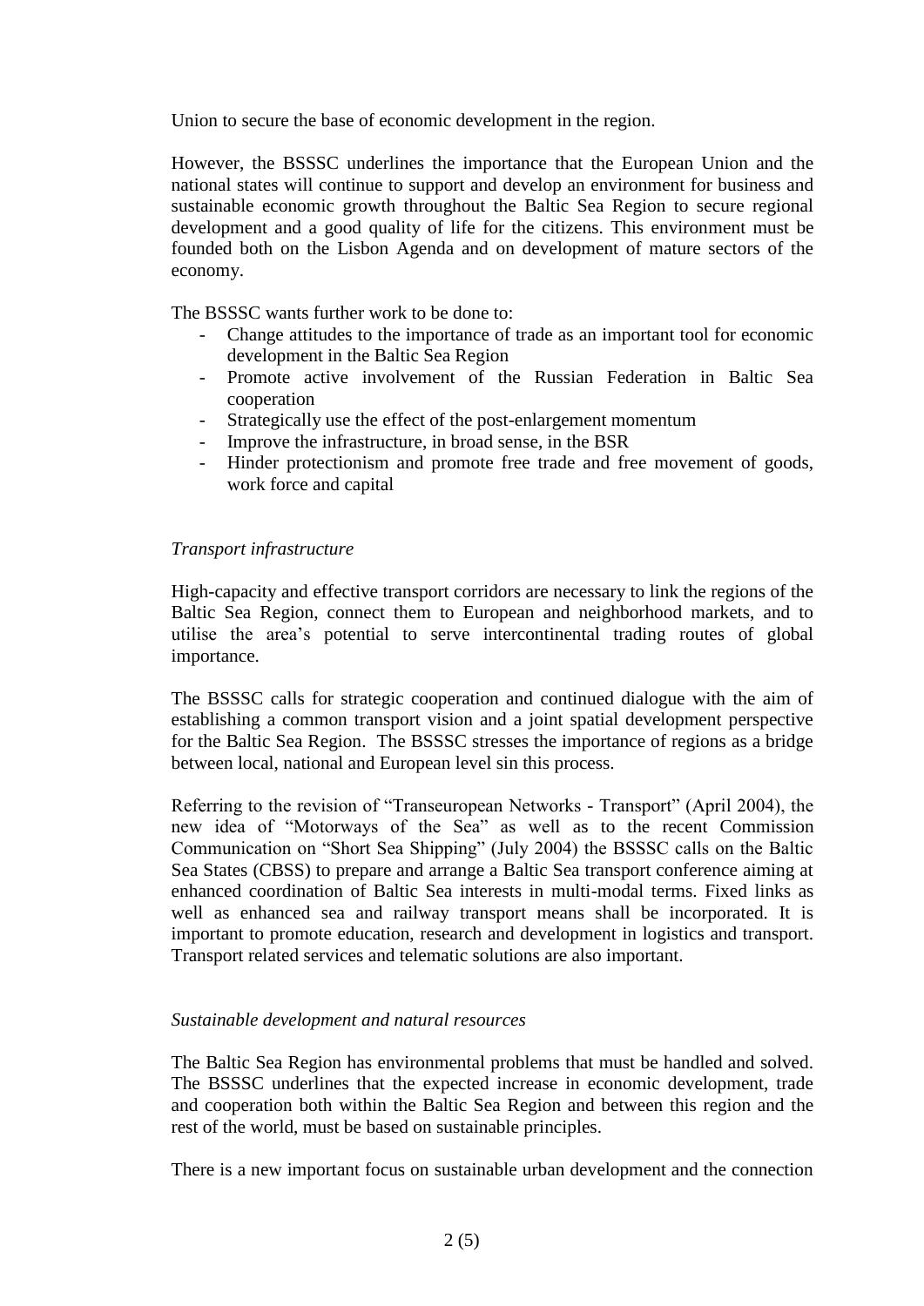Union to secure the base of economic development in the region.

However, the BSSSC underlines the importance that the European Union and the national states will continue to support and develop an environment for business and sustainable economic growth throughout the Baltic Sea Region to secure regional development and a good quality of life for the citizens. This environment must be founded both on the Lisbon Agenda and on development of mature sectors of the economy.

The BSSSC wants further work to be done to:

- Change attitudes to the importance of trade as an important tool for economic development in the Baltic Sea Region
- Promote active involvement of the Russian Federation in Baltic Sea cooperation
- Strategically use the effect of the post-enlargement momentum
- Improve the infrastructure, in broad sense, in the BSR
- Hinder protectionism and promote free trade and free movement of goods, work force and capital

*Transport infrastructure*

High-capacity and effective transport corridors are necessary to link the regions of the Baltic Sea Region, connect them to European and neighborhood markets, and to utilise the area's potential to serve intercontinental trading routes of global importance.

The BSSSC calls for strategic cooperation and continued dialogue with the aim of establishing a common transport vision and a joint spatial development perspective for the Baltic Sea Region. The BSSSC stresses the importance of regions as a bridge between local, national and European level sin this process.

Referring to the revision of "Transeuropean Networks - Transport" (April 2004), the new idea of "Motorways of the Sea" as well as to the recent Commission Communication on "Short Sea Shipping" (July 2004) the BSSSC calls on the Baltic Sea States (CBSS) to prepare and arrange a Baltic Sea transport conference aiming at enhanced coordination of Baltic Sea interests in multi-modal terms. Fixed links as well as enhanced sea and railway transport means shall be incorporated. It is important to promote education, research and development in logistics and transport. Transport related services and telematic solutions are also important.

*Sustainable development and natural resources*

The Baltic Sea Region has environmental problems that must be handled and solved. The BSSSC underlines that the expected increase in economic development, trade and cooperation both within the Baltic Sea Region and between this region and the rest of the world, must be based on sustainable principles.

There is a new important focus on sustainable urban development and the connection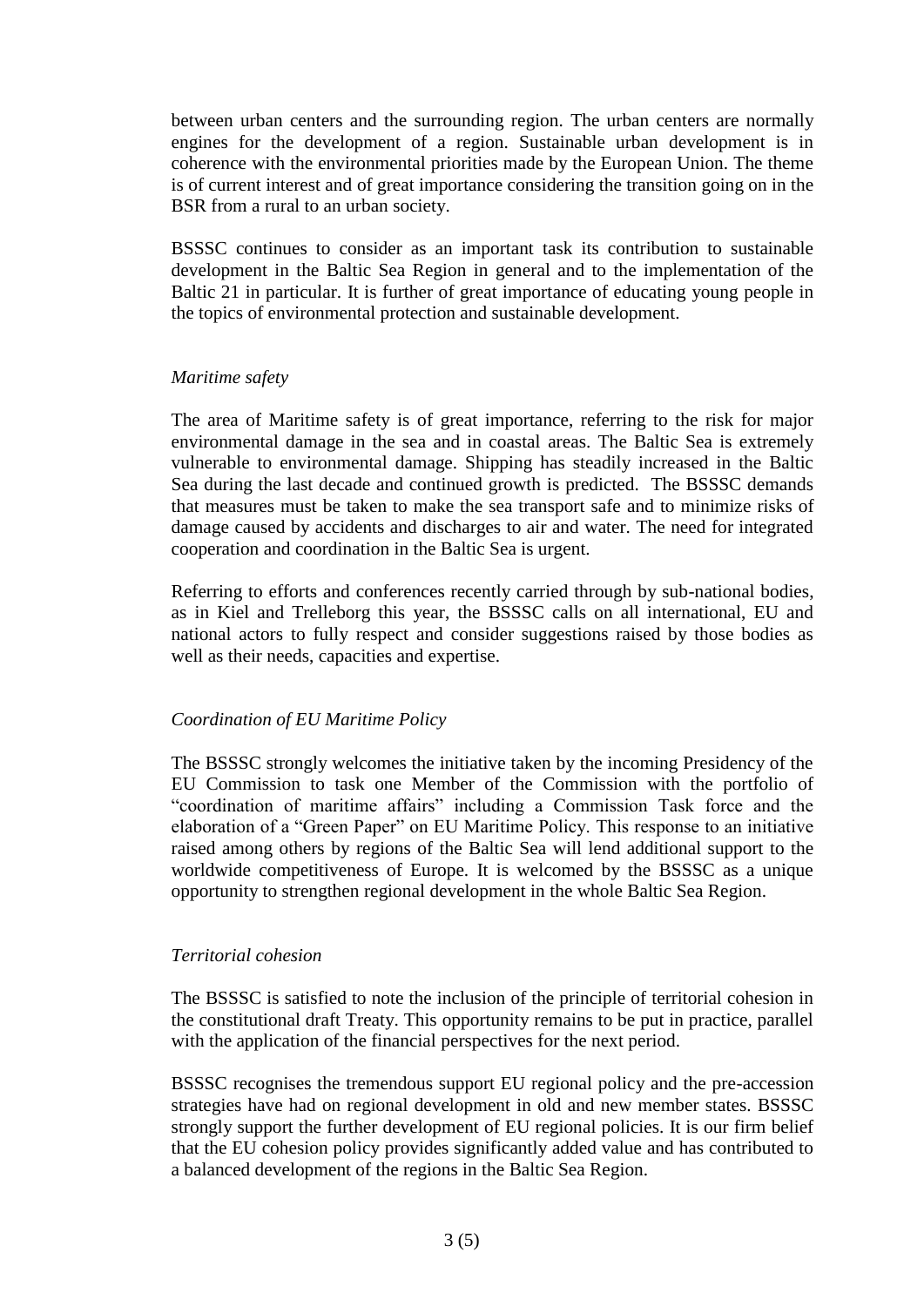between urban centers and the surrounding region. The urban centers are normally engines for the development of a region. Sustainable urban development is in coherence with the environmental priorities made by the European Union. The theme is of current interest and of great importance considering the transition going on in the BSR from a rural to an urban society.

BSSSC continues to consider as an important task its contribution to sustainable development in the Baltic Sea Region in general and to the implementation of the Baltic 21 in particular. It is further of great importance of educating young people in the topics of environmental protection and sustainable development.

*Maritime safety*

The area of Maritime safety is of great importance, referring to the risk for major environmental damage in the sea and in coastal areas. The Baltic Sea is extremely vulnerable to environmental damage. Shipping has steadily increased in the Baltic Sea during the last decade and continued growth is predicted. The BSSSC demands that measures must be taken to make the sea transport safe and to minimize risks of damage caused by accidents and discharges to air and water. The need for integrated cooperation and coordination in the Baltic Sea is urgent.

Referring to efforts and conferences recently carried through by sub-national bodies, as in Kiel and Trelleborg this year, the BSSSC calls on all international, EU and national actors to fully respect and consider suggestions raised by those bodies as well as their needs, capacities and expertise.

*Coordination of EU Maritime Policy*

The BSSSC strongly welcomes the initiative taken by the incoming Presidency of the EU Commission to task one Member of the Commission with the portfolio of "coordination of maritime affairs" including a Commission Task force and the elaboration of a "Green Paper" on EU Maritime Policy. This response to an initiative raised among others by regions of the Baltic Sea will lend additional support to the worldwide competitiveness of Europe. It is welcomed by the BSSSC as a unique opportunity to strengthen regional development in the whole Baltic Sea Region.

*Territorial cohesion*

The BSSSC is satisfied to note the inclusion of the principle of territorial cohesion in the constitutional draft Treaty. This opportunity remains to be put in practice, parallel with the application of the financial perspectives for the next period.

BSSSC recognises the tremendous support EU regional policy and the pre-accession strategies have had on regional development in old and new member states. BSSSC strongly support the further development of EU regional policies. It is our firm belief that the EU cohesion policy provides significantly added value and has contributed to a balanced development of the regions in the Baltic Sea Region.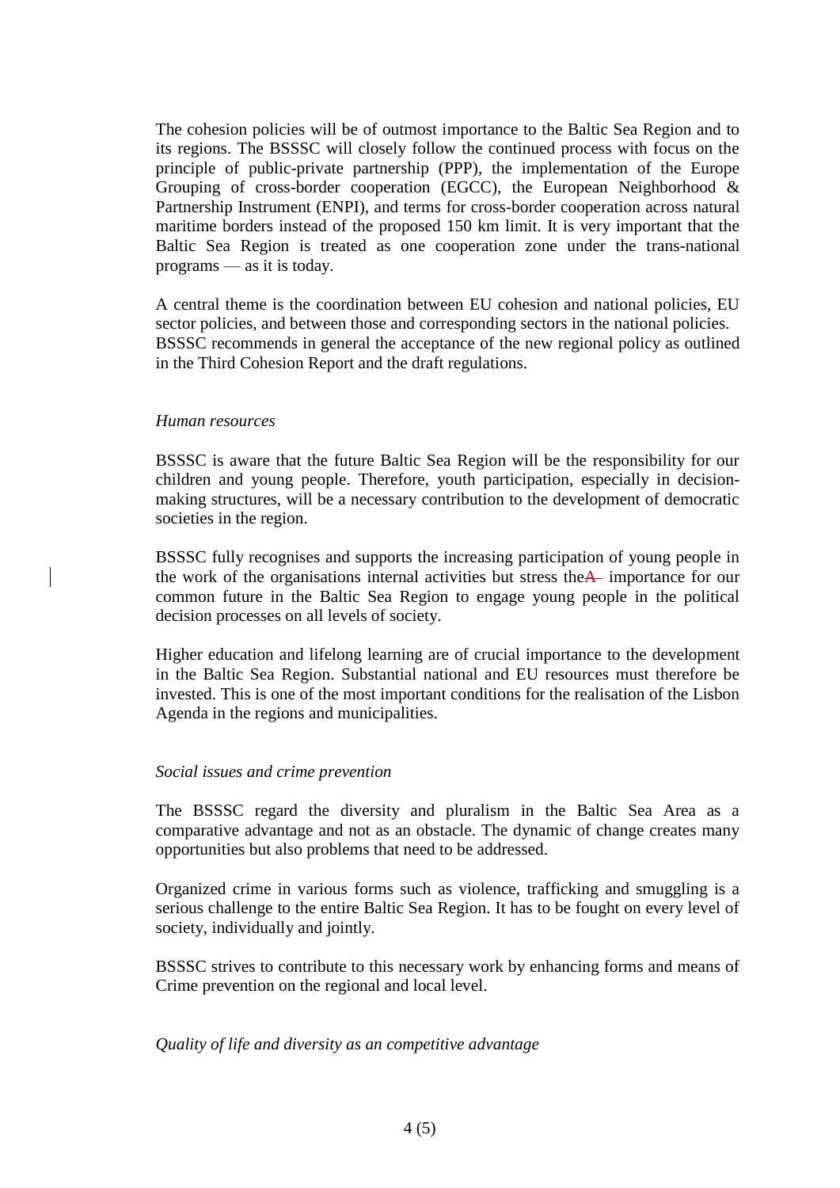The cohesion policies will be of outmost importance to the Baltic Sea Region and to its regions. The BSSSC will closely follow the continued process with focus on the principle of public-private partnership (PPP), the implementation of the Europe Grouping of cross-border cooperation (EGCC), the European Neighborhood & Partnership Instrument (ENPI), and terms for cross-border cooperation across natural maritime borders instead of the proposed 150 km limit. It is very important that the Baltic Sea Region is treated as one cooperation zone under the trans-national programs — as it is today.

A central theme is the coordination between EU cohesion and national policies, EU sector policies, and between those and corresponding sectors in the national policies. BSSSC recommends in general the acceptance of the new regional policy as outlined in the Third Cohesion Report and the draft regulations.

*Human resources*

BSSSC is aware that the future Baltic Sea Region will be the responsibility for our children and young people. Therefore, youth participation, especially in decision-making structures, will be a necessary contribution to the development of democratic societies in the region.

BSSSC fully recognises and supports the increasing participation of young people in the work of the organisations internal activities but stress the ~~A~~ importance for our common future in the Baltic Sea Region to engage young people in the political decision processes on all levels of society.

Higher education and lifelong learning are of crucial importance to the development in the Baltic Sea Region. Substantial national and EU resources must therefore be invested. This is one of the most important conditions for the realisation of the Lisbon Agenda in the regions and municipalities.

*Social issues and crime prevention*

The BSSSC regard the diversity and pluralism in the Baltic Sea Area as a comparative advantage and not as an obstacle. The dynamic of change creates many opportunities but also problems that need to be addressed.

Organized crime in various forms such as violence, trafficking and smuggling is a serious challenge to the entire Baltic Sea Region. It has to be fought on every level of society, individually and jointly.

BSSSC strives to contribute to this necessary work by enhancing forms and means of Crime prevention on the regional and local level.

*Quality of life and diversity as an competitive advantage*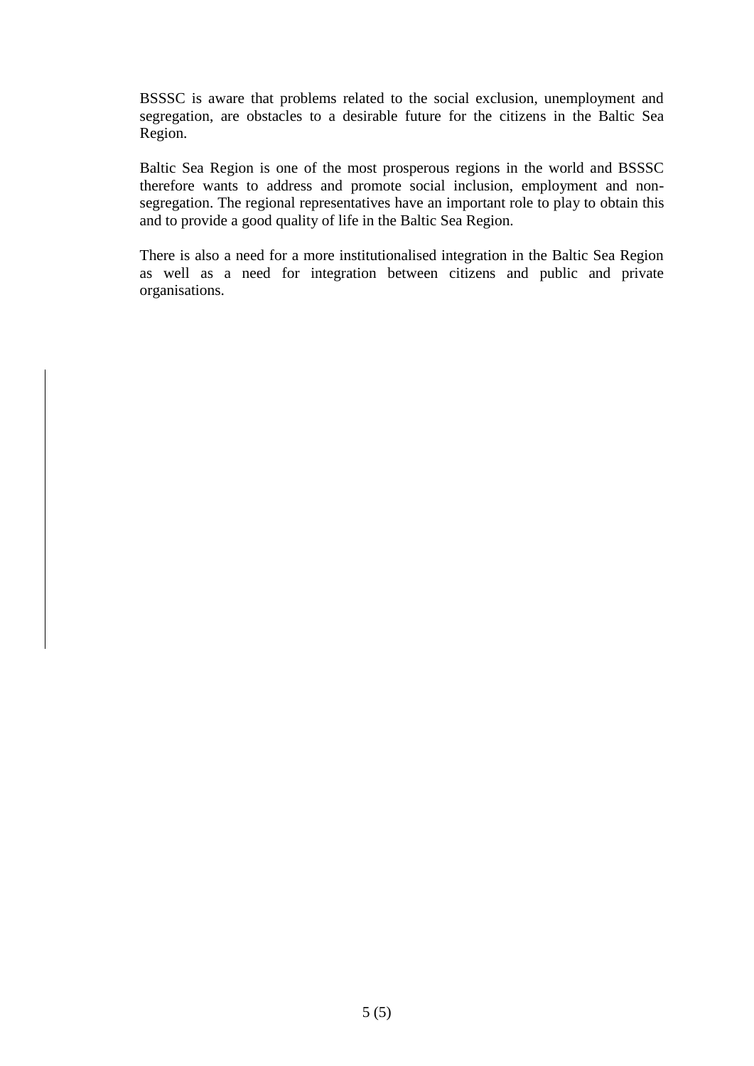BSSSC is aware that problems related to the social exclusion, unemployment and segregation, are obstacles to a desirable future for the citizens in the Baltic Sea Region.

Baltic Sea Region is one of the most prosperous regions in the world and BSSSC therefore wants to address and promote social inclusion, employment and non-segregation. The regional representatives have an important role to play to obtain this and to provide a good quality of life in the Baltic Sea Region.

There is also a need for a more institutionalised integration in the Baltic Sea Region as well as a need for integration between citizens and public and private organisations.